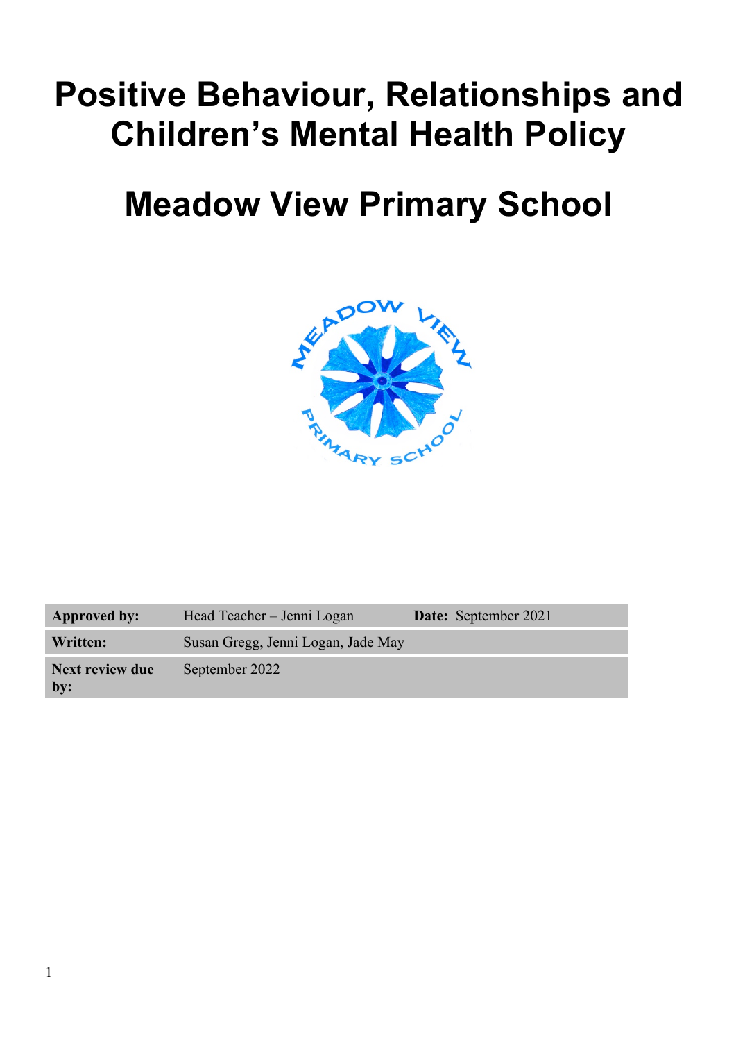# Positive Behaviour, Relationships and Children's Mental Health Policy

# Meadow View Primary School

| **Approved by:** | Head Teacher – Jenni Logan | **Date:** September 2021 |
|---|---|---|
| **Written:** | Susan Gregg, Jenni Logan, Jade May | |
| **Next review due by:** | September 2022 | |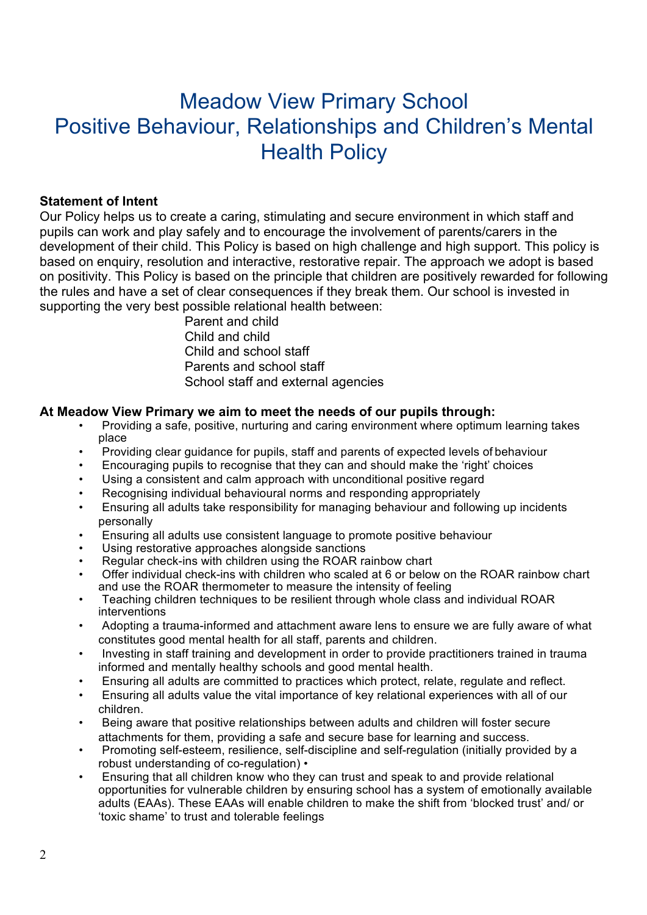# Meadow View Primary School
# Positive Behaviour, Relationships and Children's Mental Health Policy

**Statement of Intent**

Our Policy helps us to create a caring, stimulating and secure environment in which staff and pupils can work and play safely and to encourage the involvement of parents/carers in the development of their child. This Policy is based on high challenge and high support. This policy is based on enquiry, resolution and interactive, restorative repair. The approach we adopt is based on positivity. This Policy is based on the principle that children are positively rewarded for following the rules and have a set of clear consequences if they break them. Our school is invested in supporting the very best possible relational health between:

Parent and child
Child and child
Child and school staff
Parents and school staff
School staff and external agencies

**At Meadow View Primary we aim to meet the needs of our pupils through:**

- Providing a safe, positive, nurturing and caring environment where optimum learning takes place
- Providing clear guidance for pupils, staff and parents of expected levels of behaviour
- Encouraging pupils to recognise that they can and should make the 'right' choices
- Using a consistent and calm approach with unconditional positive regard
- Recognising individual behavioural norms and responding appropriately
- Ensuring all adults take responsibility for managing behaviour and following up incidents personally
- Ensuring all adults use consistent language to promote positive behaviour
- Using restorative approaches alongside sanctions
- Regular check-ins with children using the ROAR rainbow chart
- Offer individual check-ins with children who scaled at 6 or below on the ROAR rainbow chart and use the ROAR thermometer to measure the intensity of feeling
- Teaching children techniques to be resilient through whole class and individual ROAR interventions
- Adopting a trauma-informed and attachment aware lens to ensure we are fully aware of what constitutes good mental health for all staff, parents and children.
- Investing in staff training and development in order to provide practitioners trained in trauma informed and mentally healthy schools and good mental health.
- Ensuring all adults are committed to practices which protect, relate, regulate and reflect.
- Ensuring all adults value the vital importance of key relational experiences with all of our children.
- Being aware that positive relationships between adults and children will foster secure attachments for them, providing a safe and secure base for learning and success.
- Promoting self-esteem, resilience, self-discipline and self-regulation (initially provided by a robust understanding of co-regulation) •
- Ensuring that all children know who they can trust and speak to and provide relational opportunities for vulnerable children by ensuring school has a system of emotionally available adults (EAAs). These EAAs will enable children to make the shift from 'blocked trust' and/ or 'toxic shame' to trust and tolerable feelings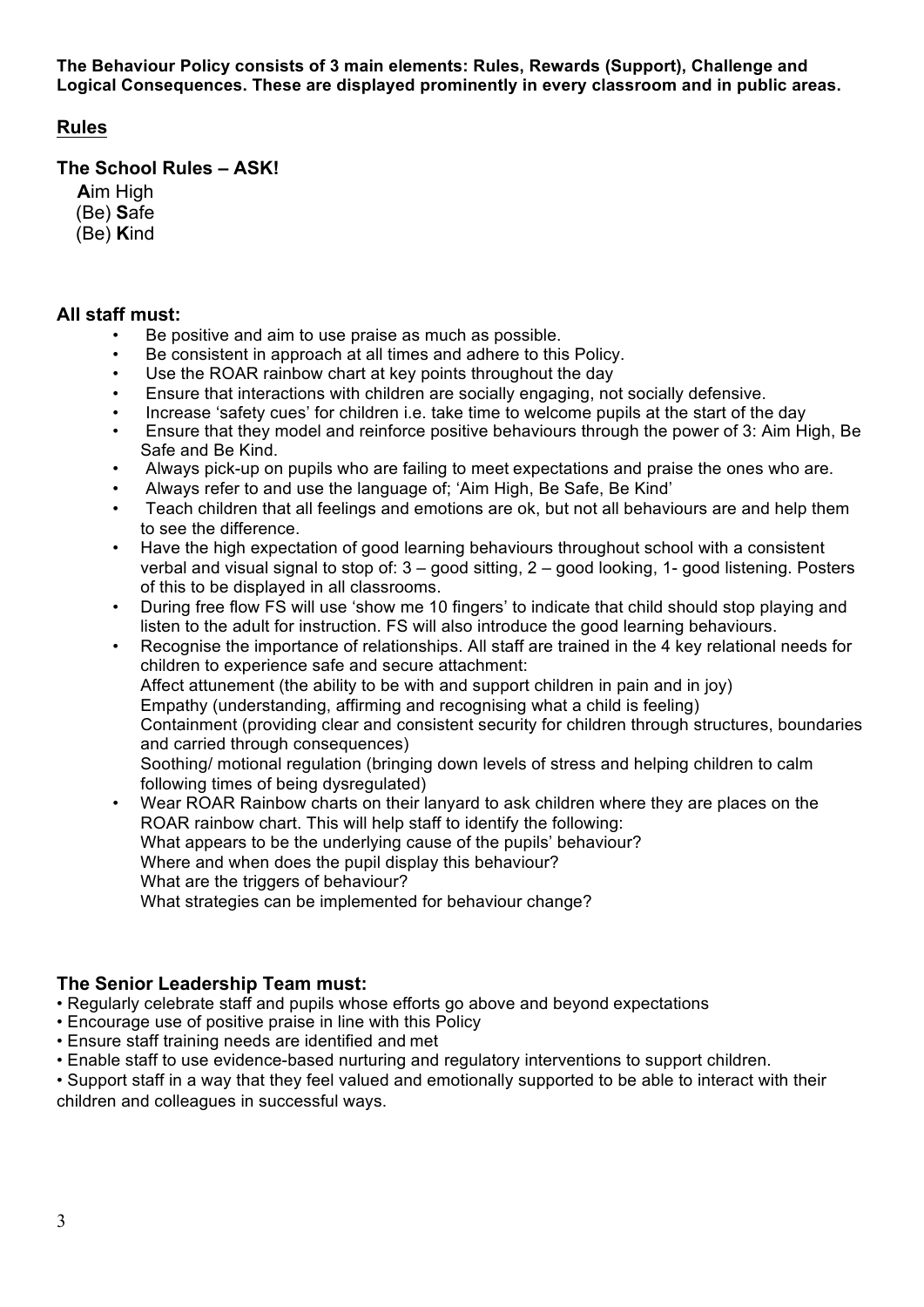**The Behaviour Policy consists of 3 main elements: Rules, Rewards (Support), Challenge and Logical Consequences. These are displayed prominently in every classroom and in public areas.**

## Rules

### The School Rules – ASK!

**A**im High
(Be) **S**afe
(Be) **K**ind

### All staff must:

- Be positive and aim to use praise as much as possible.
- Be consistent in approach at all times and adhere to this Policy.
- Use the ROAR rainbow chart at key points throughout the day
- Ensure that interactions with children are socially engaging, not socially defensive.
- Increase 'safety cues' for children i.e. take time to welcome pupils at the start of the day
- Ensure that they model and reinforce positive behaviours through the power of 3: Aim High, Be Safe and Be Kind.
- Always pick-up on pupils who are failing to meet expectations and praise the ones who are.
- Always refer to and use the language of; 'Aim High, Be Safe, Be Kind'
- Teach children that all feelings and emotions are ok, but not all behaviours are and help them to see the difference.
- Have the high expectation of good learning behaviours throughout school with a consistent verbal and visual signal to stop of: 3 – good sitting, 2 – good looking, 1- good listening. Posters of this to be displayed in all classrooms.
- During free flow FS will use 'show me 10 fingers' to indicate that child should stop playing and listen to the adult for instruction. FS will also introduce the good learning behaviours.
- Recognise the importance of relationships. All staff are trained in the 4 key relational needs for children to experience safe and secure attachment:
  Affect attunement (the ability to be with and support children in pain and in joy)
  Empathy (understanding, affirming and recognising what a child is feeling)
  Containment (providing clear and consistent security for children through structures, boundaries and carried through consequences)
  Soothing/ motional regulation (bringing down levels of stress and helping children to calm following times of being dysregulated)
- Wear ROAR Rainbow charts on their lanyard to ask children where they are places on the ROAR rainbow chart. This will help staff to identify the following:
  What appears to be the underlying cause of the pupils' behaviour?
  Where and when does the pupil display this behaviour?
  What are the triggers of behaviour?
  What strategies can be implemented for behaviour change?

### The Senior Leadership Team must:

- Regularly celebrate staff and pupils whose efforts go above and beyond expectations
- Encourage use of positive praise in line with this Policy
- Ensure staff training needs are identified and met
- Enable staff to use evidence-based nurturing and regulatory interventions to support children.
- Support staff in a way that they feel valued and emotionally supported to be able to interact with their children and colleagues in successful ways.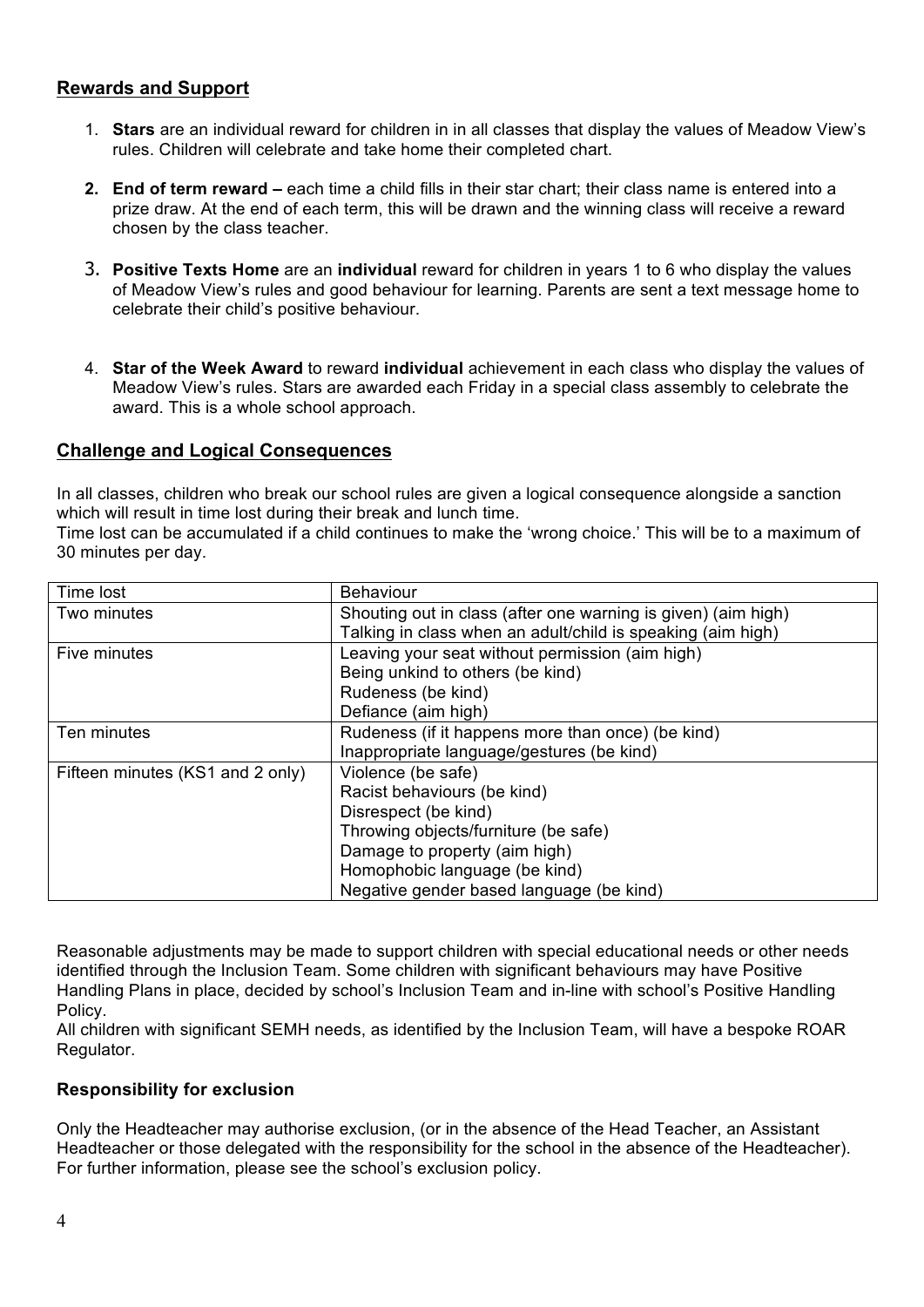## Rewards and Support

1. **Stars** are an individual reward for children in in all classes that display the values of Meadow View's rules. Children will celebrate and take home their completed chart.

2. **End of term reward –** each time a child fills in their star chart; their class name is entered into a prize draw. At the end of each term, this will be drawn and the winning class will receive a reward chosen by the class teacher.

3. **Positive Texts Home** are an **individual** reward for children in years 1 to 6 who display the values of Meadow View's rules and good behaviour for learning. Parents are sent a text message home to celebrate their child's positive behaviour.

4. **Star of the Week Award** to reward **individual** achievement in each class who display the values of Meadow View's rules. Stars are awarded each Friday in a special class assembly to celebrate the award. This is a whole school approach.

## Challenge and Logical Consequences

In all classes, children who break our school rules are given a logical consequence alongside a sanction which will result in time lost during their break and lunch time.
Time lost can be accumulated if a child continues to make the 'wrong choice.' This will be to a maximum of 30 minutes per day.

| Time lost | Behaviour |
|---|---|
| Two minutes | Shouting out in class (after one warning is given) (aim high)<br>Talking in class when an adult/child is speaking (aim high) |
| Five minutes | Leaving your seat without permission (aim high)<br>Being unkind to others (be kind)<br>Rudeness (be kind)<br>Defiance (aim high) |
| Ten minutes | Rudeness (if it happens more than once) (be kind)<br>Inappropriate language/gestures (be kind) |
| Fifteen minutes (KS1 and 2 only) | Violence (be safe)<br>Racist behaviours (be kind)<br>Disrespect (be kind)<br>Throwing objects/furniture (be safe)<br>Damage to property (aim high)<br>Homophobic language (be kind)<br>Negative gender based language (be kind) |

Reasonable adjustments may be made to support children with special educational needs or other needs identified through the Inclusion Team. Some children with significant behaviours may have Positive Handling Plans in place, decided by school's Inclusion Team and in-line with school's Positive Handling Policy.
All children with significant SEMH needs, as identified by the Inclusion Team, will have a bespoke ROAR Regulator.

### Responsibility for exclusion

Only the Headteacher may authorise exclusion, (or in the absence of the Head Teacher, an Assistant Headteacher or those delegated with the responsibility for the school in the absence of the Headteacher). For further information, please see the school's exclusion policy.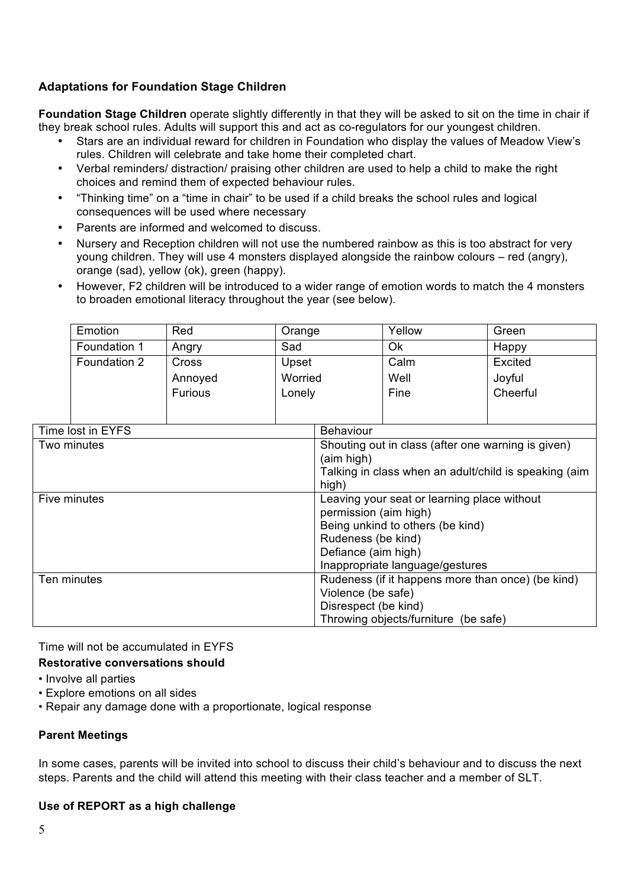### Adaptations for Foundation Stage Children

**Foundation Stage Children** operate slightly differently in that they will be asked to sit on the time in chair if they break school rules. Adults will support this and act as co-regulators for our youngest children.

- Stars are an individual reward for children in Foundation who display the values of Meadow View's rules. Children will celebrate and take home their completed chart.
- Verbal reminders/ distraction/ praising other children are used to help a child to make the right choices and remind them of expected behaviour rules.
- "Thinking time" on a "time in chair" to be used if a child breaks the school rules and logical consequences will be used where necessary
- Parents are informed and welcomed to discuss.
- Nursery and Reception children will not use the numbered rainbow as this is too abstract for very young children. They will use 4 monsters displayed alongside the rainbow colours – red (angry), orange (sad), yellow (ok), green (happy).
- However, F2 children will be introduced to a wider range of emotion words to match the 4 monsters to broaden emotional literacy throughout the year (see below).

| Emotion | Red | Orange | Yellow | Green |
|---|---|---|---|---|
| Foundation 1 | Angry | Sad | Ok | Happy |
| Foundation 2 | Cross<br>Annoyed<br>Furious | Upset<br>Worried<br>Lonely | Calm<br>Well<br>Fine | Excited<br>Joyful<br>Cheerful |

| Time lost in EYFS | Behaviour |
|---|---|
| Two minutes | Shouting out in class (after one warning is given) (aim high)<br>Talking in class when an adult/child is speaking (aim high) |
| Five minutes | Leaving your seat or learning place without permission (aim high)<br>Being unkind to others (be kind)<br>Rudeness (be kind)<br>Defiance (aim high)<br>Inappropriate language/gestures |
| Ten minutes | Rudeness (if it happens more than once) (be kind)<br>Violence (be safe)<br>Disrespect (be kind)<br>Throwing objects/furniture (be safe) |

Time will not be accumulated in EYFS

**Restorative conversations should**

- Involve all parties
- Explore emotions on all sides
- Repair any damage done with a proportionate, logical response

### Parent Meetings

In some cases, parents will be invited into school to discuss their child's behaviour and to discuss the next steps. Parents and the child will attend this meeting with their class teacher and a member of SLT.

### Use of REPORT as a high challenge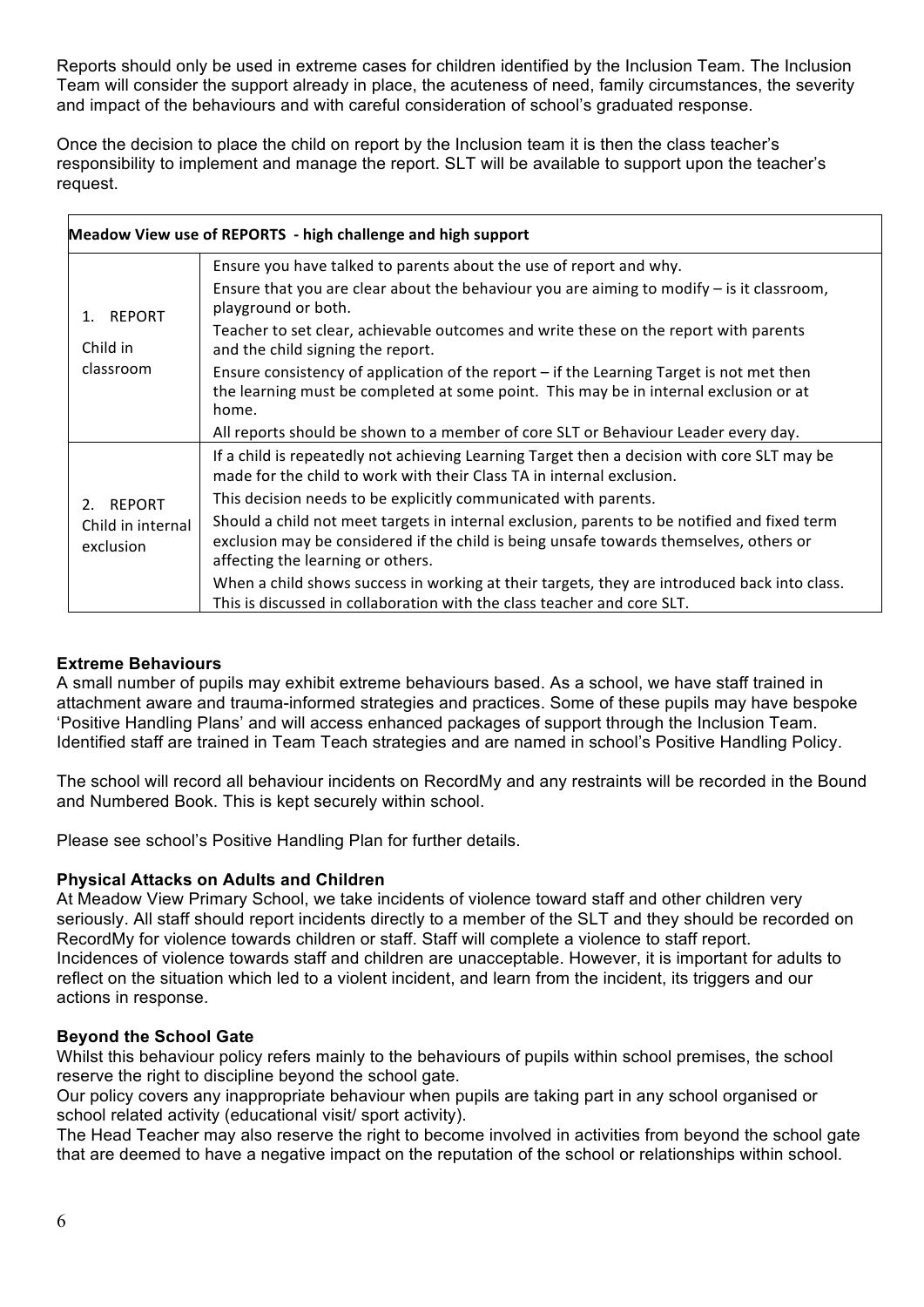Reports should only be used in extreme cases for children identified by the Inclusion Team. The Inclusion Team will consider the support already in place, the acuteness of need, family circumstances, the severity and impact of the behaviours and with careful consideration of school's graduated response.

Once the decision to place the child on report by the Inclusion team it is then the class teacher's responsibility to implement and manage the report. SLT will be available to support upon the teacher's request.

| **Meadow View use of REPORTS - high challenge and high support** | |
|---|---|
| 1. REPORT<br><br>Child in classroom | Ensure you have talked to parents about the use of report and why.<br>Ensure that you are clear about the behaviour you are aiming to modify – is it classroom, playground or both.<br>Teacher to set clear, achievable outcomes and write these on the report with parents and the child signing the report.<br>Ensure consistency of application of the report – if the Learning Target is not met then the learning must be completed at some point. This may be in internal exclusion or at home.<br>All reports should be shown to a member of core SLT or Behaviour Leader every day. |
| 2. REPORT<br>Child in internal exclusion | If a child is repeatedly not achieving Learning Target then a decision with core SLT may be made for the child to work with their Class TA in internal exclusion.<br>This decision needs to be explicitly communicated with parents.<br>Should a child not meet targets in internal exclusion, parents to be notified and fixed term exclusion may be considered if the child is being unsafe towards themselves, others or affecting the learning or others.<br>When a child shows success in working at their targets, they are introduced back into class. This is discussed in collaboration with the class teacher and core SLT. |

**Extreme Behaviours**

A small number of pupils may exhibit extreme behaviours based. As a school, we have staff trained in attachment aware and trauma-informed strategies and practices. Some of these pupils may have bespoke 'Positive Handling Plans' and will access enhanced packages of support through the Inclusion Team. Identified staff are trained in Team Teach strategies and are named in school's Positive Handling Policy.

The school will record all behaviour incidents on RecordMy and any restraints will be recorded in the Bound and Numbered Book. This is kept securely within school.

Please see school's Positive Handling Plan for further details.

**Physical Attacks on Adults and Children**

At Meadow View Primary School, we take incidents of violence toward staff and other children very seriously. All staff should report incidents directly to a member of the SLT and they should be recorded on RecordMy for violence towards children or staff. Staff will complete a violence to staff report. Incidences of violence towards staff and children are unacceptable. However, it is important for adults to reflect on the situation which led to a violent incident, and learn from the incident, its triggers and our actions in response.

**Beyond the School Gate**

Whilst this behaviour policy refers mainly to the behaviours of pupils within school premises, the school reserve the right to discipline beyond the school gate.

Our policy covers any inappropriate behaviour when pupils are taking part in any school organised or school related activity (educational visit/ sport activity).

The Head Teacher may also reserve the right to become involved in activities from beyond the school gate that are deemed to have a negative impact on the reputation of the school or relationships within school.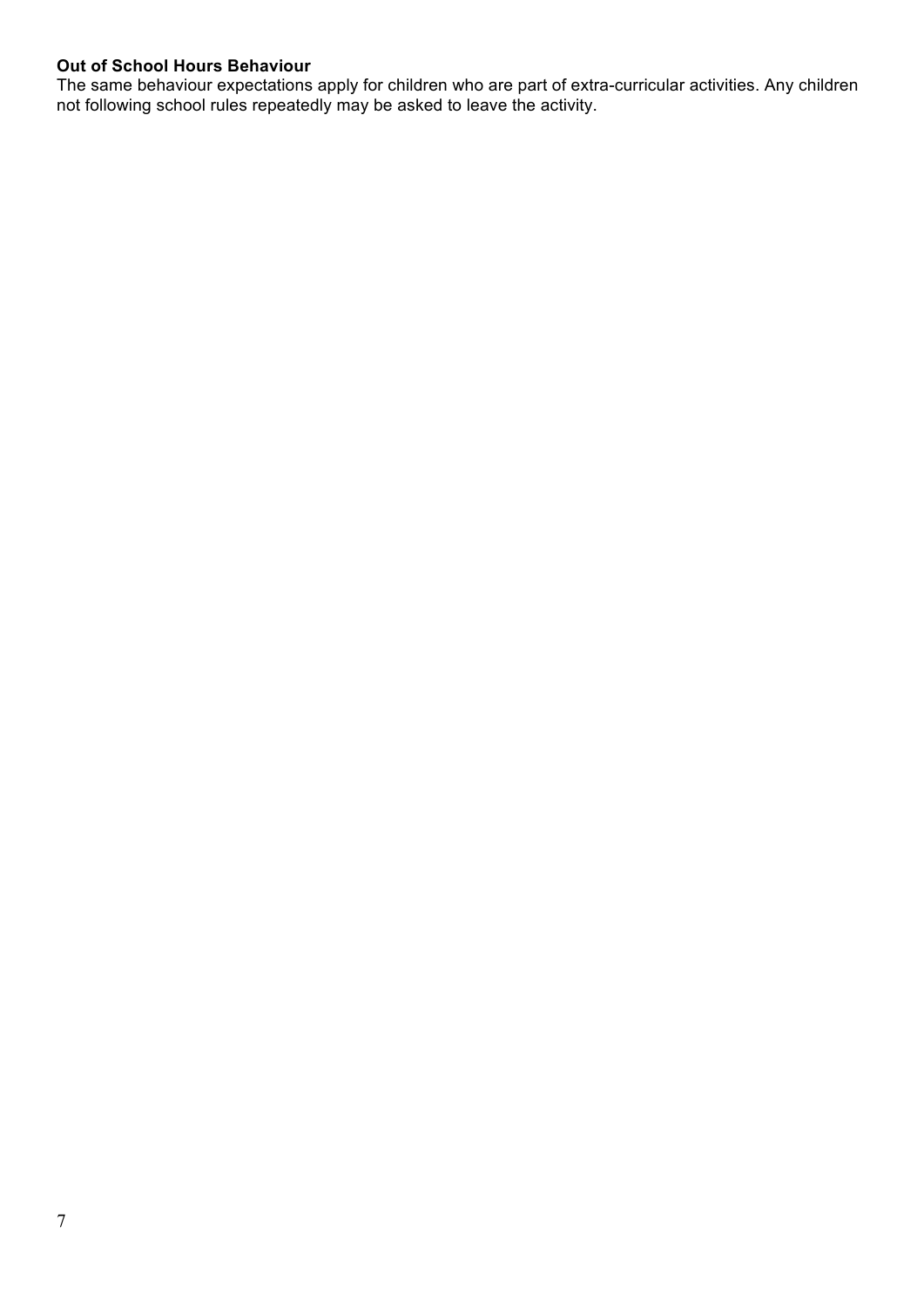**Out of School Hours Behaviour**

The same behaviour expectations apply for children who are part of extra-curricular activities. Any children not following school rules repeatedly may be asked to leave the activity.